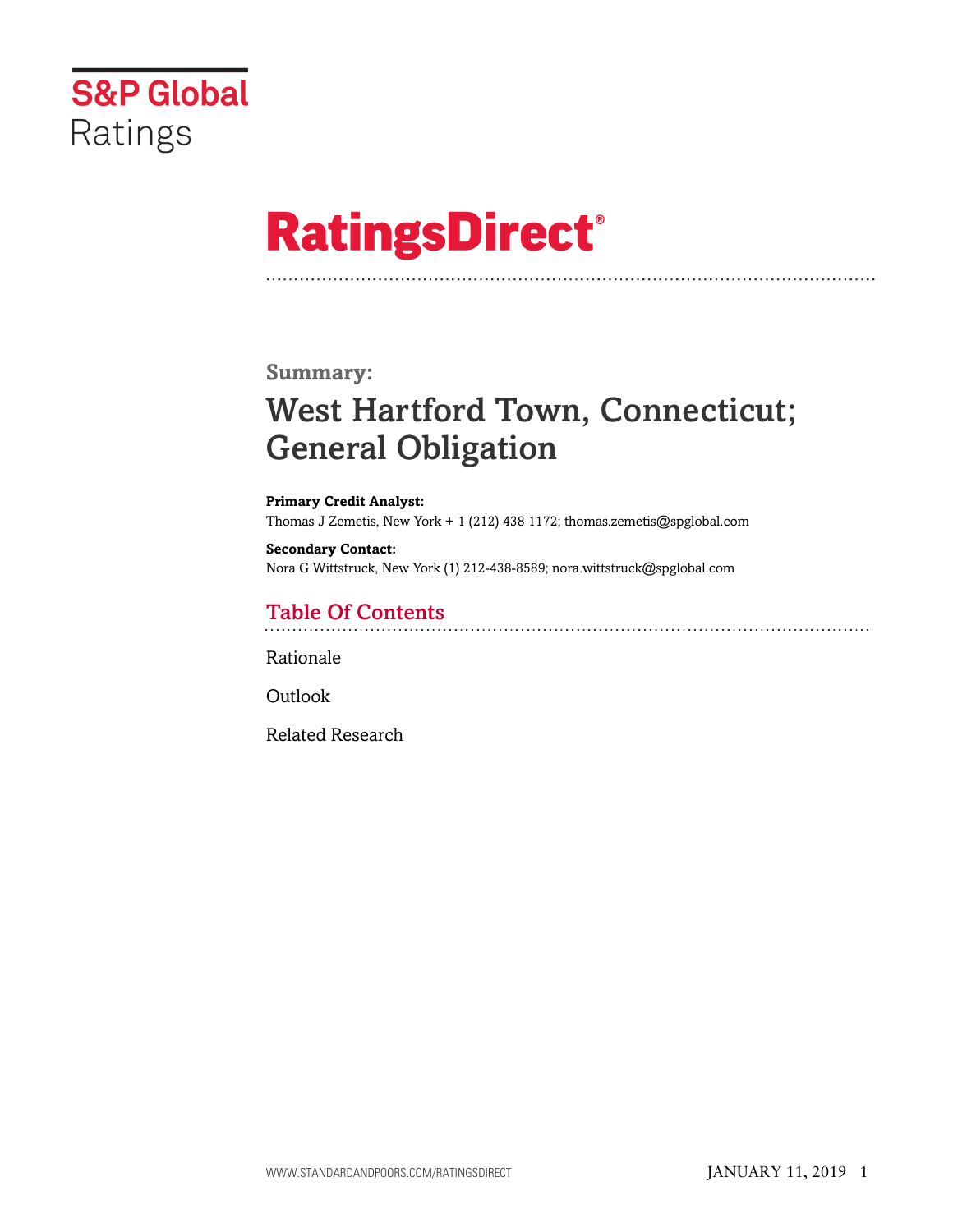S&P Global Ratings

# RatingsDirect®

## Summary:

# West Hartford Town, Connecticut; General Obligation

**Primary Credit Analyst:**
Thomas J Zemetis, New York + 1 (212) 438 1172; thomas.zemetis@spglobal.com

**Secondary Contact:**
Nora G Wittstruck, New York (1) 212-438-8589; nora.wittstruck@spglobal.com

## Table Of Contents

Rationale

Outlook

Related Research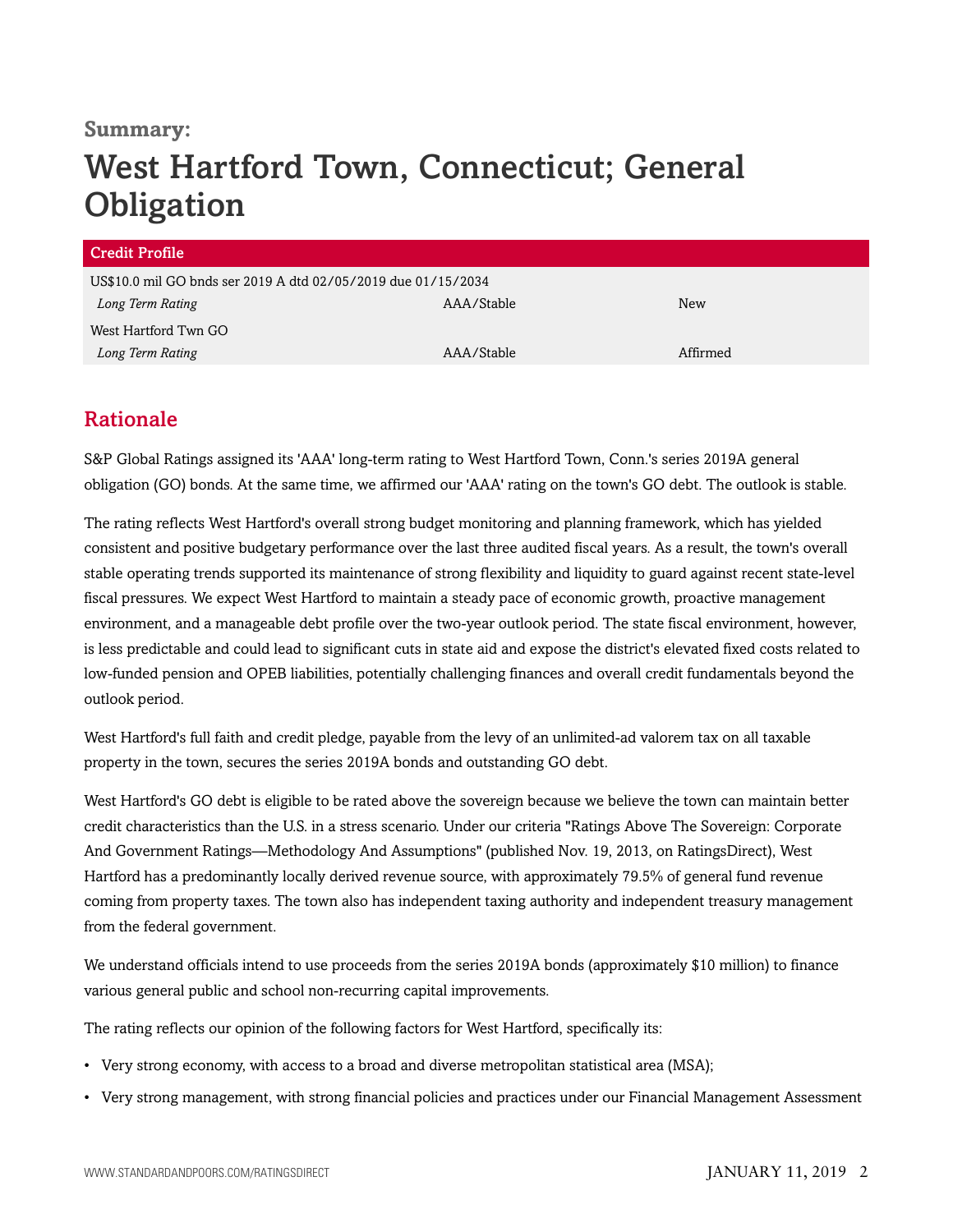**Summary:**

# West Hartford Town, Connecticut; General Obligation

| Credit Profile | | |
|---|---|---|
| US$10.0 mil GO bnds ser 2019 A dtd 02/05/2019 due 01/15/2034 | | |
| *Long Term Rating* | AAA/Stable | New |
| West Hartford Twn GO | | |
| *Long Term Rating* | AAA/Stable | Affirmed |

## Rationale

S&P Global Ratings assigned its 'AAA' long-term rating to West Hartford Town, Conn.'s series 2019A general obligation (GO) bonds. At the same time, we affirmed our 'AAA' rating on the town's GO debt. The outlook is stable.

The rating reflects West Hartford's overall strong budget monitoring and planning framework, which has yielded consistent and positive budgetary performance over the last three audited fiscal years. As a result, the town's overall stable operating trends supported its maintenance of strong flexibility and liquidity to guard against recent state-level fiscal pressures. We expect West Hartford to maintain a steady pace of economic growth, proactive management environment, and a manageable debt profile over the two-year outlook period. The state fiscal environment, however, is less predictable and could lead to significant cuts in state aid and expose the district's elevated fixed costs related to low-funded pension and OPEB liabilities, potentially challenging finances and overall credit fundamentals beyond the outlook period.

West Hartford's full faith and credit pledge, payable from the levy of an unlimited-ad valorem tax on all taxable property in the town, secures the series 2019A bonds and outstanding GO debt.

West Hartford's GO debt is eligible to be rated above the sovereign because we believe the town can maintain better credit characteristics than the U.S. in a stress scenario. Under our criteria "Ratings Above The Sovereign: Corporate And Government Ratings—Methodology And Assumptions" (published Nov. 19, 2013, on RatingsDirect), West Hartford has a predominantly locally derived revenue source, with approximately 79.5% of general fund revenue coming from property taxes. The town also has independent taxing authority and independent treasury management from the federal government.

We understand officials intend to use proceeds from the series 2019A bonds (approximately $10 million) to finance various general public and school non-recurring capital improvements.

The rating reflects our opinion of the following factors for West Hartford, specifically its:

- Very strong economy, with access to a broad and diverse metropolitan statistical area (MSA);
- Very strong management, with strong financial policies and practices under our Financial Management Assessment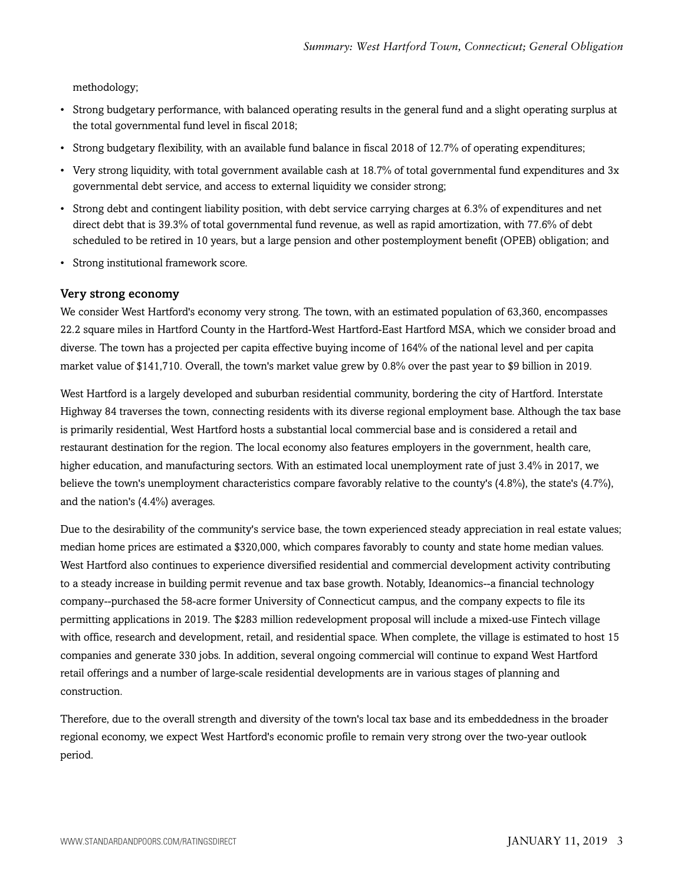methodology;

- Strong budgetary performance, with balanced operating results in the general fund and a slight operating surplus at the total governmental fund level in fiscal 2018;
- Strong budgetary flexibility, with an available fund balance in fiscal 2018 of 12.7% of operating expenditures;
- Very strong liquidity, with total government available cash at 18.7% of total governmental fund expenditures and 3x governmental debt service, and access to external liquidity we consider strong;
- Strong debt and contingent liability position, with debt service carrying charges at 6.3% of expenditures and net direct debt that is 39.3% of total governmental fund revenue, as well as rapid amortization, with 77.6% of debt scheduled to be retired in 10 years, but a large pension and other postemployment benefit (OPEB) obligation; and
- Strong institutional framework score.

### Very strong economy

We consider West Hartford's economy very strong. The town, with an estimated population of 63,360, encompasses 22.2 square miles in Hartford County in the Hartford-West Hartford-East Hartford MSA, which we consider broad and diverse. The town has a projected per capita effective buying income of 164% of the national level and per capita market value of $141,710. Overall, the town's market value grew by 0.8% over the past year to $9 billion in 2019.

West Hartford is a largely developed and suburban residential community, bordering the city of Hartford. Interstate Highway 84 traverses the town, connecting residents with its diverse regional employment base. Although the tax base is primarily residential, West Hartford hosts a substantial local commercial base and is considered a retail and restaurant destination for the region. The local economy also features employers in the government, health care, higher education, and manufacturing sectors. With an estimated local unemployment rate of just 3.4% in 2017, we believe the town's unemployment characteristics compare favorably relative to the county's (4.8%), the state's (4.7%), and the nation's (4.4%) averages.

Due to the desirability of the community's service base, the town experienced steady appreciation in real estate values; median home prices are estimated a $320,000, which compares favorably to county and state home median values. West Hartford also continues to experience diversified residential and commercial development activity contributing to a steady increase in building permit revenue and tax base growth. Notably, Ideanomics--a financial technology company--purchased the 58-acre former University of Connecticut campus, and the company expects to file its permitting applications in 2019. The $283 million redevelopment proposal will include a mixed-use Fintech village with office, research and development, retail, and residential space. When complete, the village is estimated to host 15 companies and generate 330 jobs. In addition, several ongoing commercial will continue to expand West Hartford retail offerings and a number of large-scale residential developments are in various stages of planning and construction.

Therefore, due to the overall strength and diversity of the town's local tax base and its embeddedness in the broader regional economy, we expect West Hartford's economic profile to remain very strong over the two-year outlook period.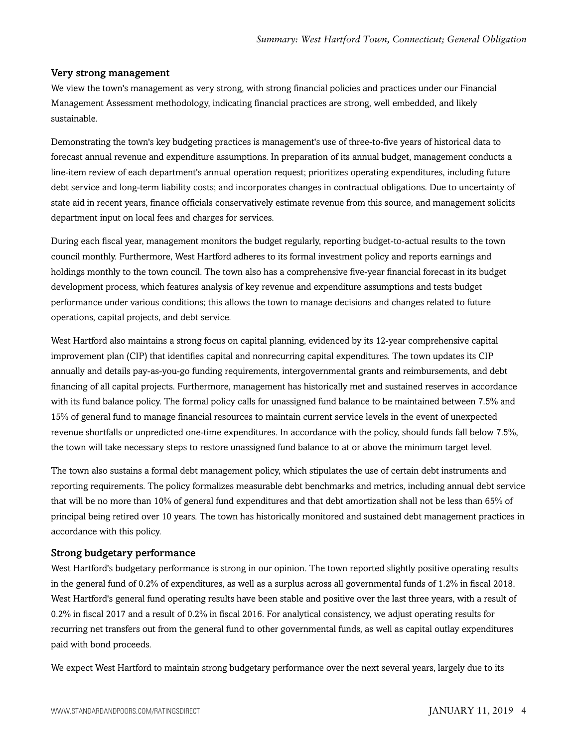### Very strong management

We view the town's management as very strong, with strong financial policies and practices under our Financial Management Assessment methodology, indicating financial practices are strong, well embedded, and likely sustainable.

Demonstrating the town's key budgeting practices is management's use of three-to-five years of historical data to forecast annual revenue and expenditure assumptions. In preparation of its annual budget, management conducts a line-item review of each department's annual operation request; prioritizes operating expenditures, including future debt service and long-term liability costs; and incorporates changes in contractual obligations. Due to uncertainty of state aid in recent years, finance officials conservatively estimate revenue from this source, and management solicits department input on local fees and charges for services.

During each fiscal year, management monitors the budget regularly, reporting budget-to-actual results to the town council monthly. Furthermore, West Hartford adheres to its formal investment policy and reports earnings and holdings monthly to the town council. The town also has a comprehensive five-year financial forecast in its budget development process, which features analysis of key revenue and expenditure assumptions and tests budget performance under various conditions; this allows the town to manage decisions and changes related to future operations, capital projects, and debt service.

West Hartford also maintains a strong focus on capital planning, evidenced by its 12-year comprehensive capital improvement plan (CIP) that identifies capital and nonrecurring capital expenditures. The town updates its CIP annually and details pay-as-you-go funding requirements, intergovernmental grants and reimbursements, and debt financing of all capital projects. Furthermore, management has historically met and sustained reserves in accordance with its fund balance policy. The formal policy calls for unassigned fund balance to be maintained between 7.5% and 15% of general fund to manage financial resources to maintain current service levels in the event of unexpected revenue shortfalls or unpredicted one-time expenditures. In accordance with the policy, should funds fall below 7.5%, the town will take necessary steps to restore unassigned fund balance to at or above the minimum target level.

The town also sustains a formal debt management policy, which stipulates the use of certain debt instruments and reporting requirements. The policy formalizes measurable debt benchmarks and metrics, including annual debt service that will be no more than 10% of general fund expenditures and that debt amortization shall not be less than 65% of principal being retired over 10 years. The town has historically monitored and sustained debt management practices in accordance with this policy.

### Strong budgetary performance

West Hartford's budgetary performance is strong in our opinion. The town reported slightly positive operating results in the general fund of 0.2% of expenditures, as well as a surplus across all governmental funds of 1.2% in fiscal 2018. West Hartford's general fund operating results have been stable and positive over the last three years, with a result of 0.2% in fiscal 2017 and a result of 0.2% in fiscal 2016. For analytical consistency, we adjust operating results for recurring net transfers out from the general fund to other governmental funds, as well as capital outlay expenditures paid with bond proceeds.

We expect West Hartford to maintain strong budgetary performance over the next several years, largely due to its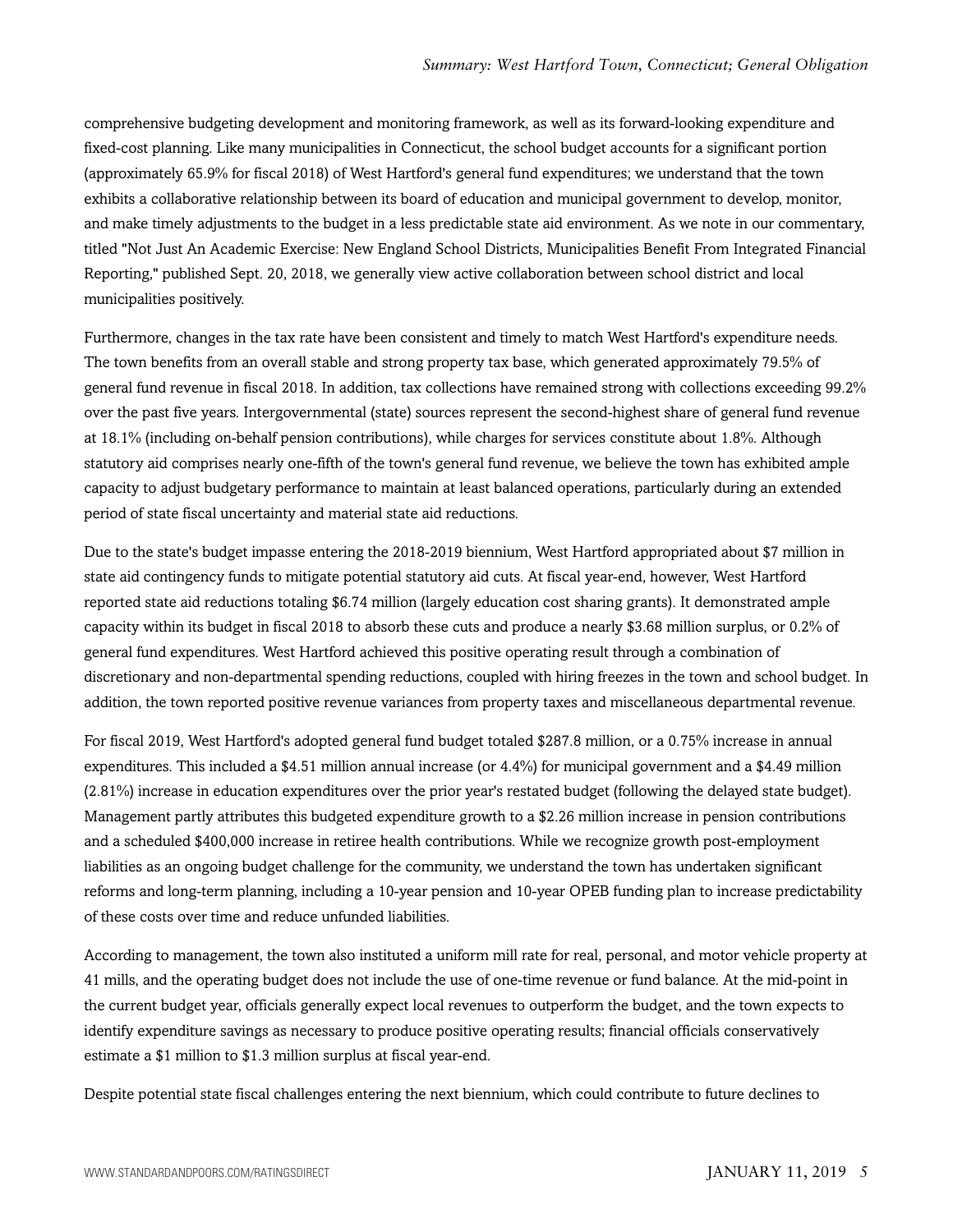comprehensive budgeting development and monitoring framework, as well as its forward-looking expenditure and fixed-cost planning. Like many municipalities in Connecticut, the school budget accounts for a significant portion (approximately 65.9% for fiscal 2018) of West Hartford's general fund expenditures; we understand that the town exhibits a collaborative relationship between its board of education and municipal government to develop, monitor, and make timely adjustments to the budget in a less predictable state aid environment. As we note in our commentary, titled "Not Just An Academic Exercise: New England School Districts, Municipalities Benefit From Integrated Financial Reporting," published Sept. 20, 2018, we generally view active collaboration between school district and local municipalities positively.

Furthermore, changes in the tax rate have been consistent and timely to match West Hartford's expenditure needs. The town benefits from an overall stable and strong property tax base, which generated approximately 79.5% of general fund revenue in fiscal 2018. In addition, tax collections have remained strong with collections exceeding 99.2% over the past five years. Intergovernmental (state) sources represent the second-highest share of general fund revenue at 18.1% (including on-behalf pension contributions), while charges for services constitute about 1.8%. Although statutory aid comprises nearly one-fifth of the town's general fund revenue, we believe the town has exhibited ample capacity to adjust budgetary performance to maintain at least balanced operations, particularly during an extended period of state fiscal uncertainty and material state aid reductions.

Due to the state's budget impasse entering the 2018-2019 biennium, West Hartford appropriated about $7 million in state aid contingency funds to mitigate potential statutory aid cuts. At fiscal year-end, however, West Hartford reported state aid reductions totaling $6.74 million (largely education cost sharing grants). It demonstrated ample capacity within its budget in fiscal 2018 to absorb these cuts and produce a nearly $3.68 million surplus, or 0.2% of general fund expenditures. West Hartford achieved this positive operating result through a combination of discretionary and non-departmental spending reductions, coupled with hiring freezes in the town and school budget. In addition, the town reported positive revenue variances from property taxes and miscellaneous departmental revenue.

For fiscal 2019, West Hartford's adopted general fund budget totaled $287.8 million, or a 0.75% increase in annual expenditures. This included a $4.51 million annual increase (or 4.4%) for municipal government and a $4.49 million (2.81%) increase in education expenditures over the prior year's restated budget (following the delayed state budget). Management partly attributes this budgeted expenditure growth to a $2.26 million increase in pension contributions and a scheduled $400,000 increase in retiree health contributions. While we recognize growth post-employment liabilities as an ongoing budget challenge for the community, we understand the town has undertaken significant reforms and long-term planning, including a 10-year pension and 10-year OPEB funding plan to increase predictability of these costs over time and reduce unfunded liabilities.

According to management, the town also instituted a uniform mill rate for real, personal, and motor vehicle property at 41 mills, and the operating budget does not include the use of one-time revenue or fund balance. At the mid-point in the current budget year, officials generally expect local revenues to outperform the budget, and the town expects to identify expenditure savings as necessary to produce positive operating results; financial officials conservatively estimate a $1 million to $1.3 million surplus at fiscal year-end.

Despite potential state fiscal challenges entering the next biennium, which could contribute to future declines to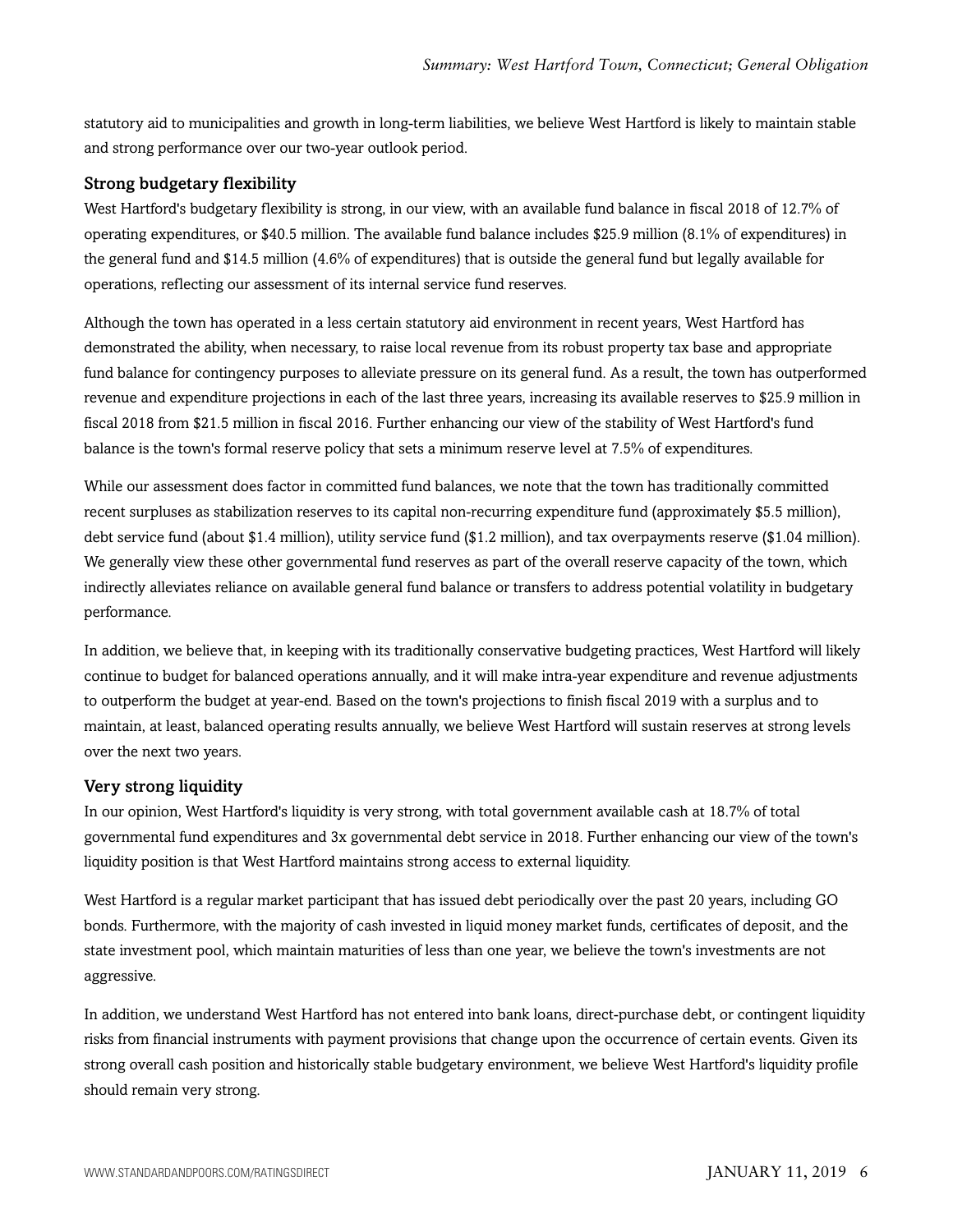statutory aid to municipalities and growth in long-term liabilities, we believe West Hartford is likely to maintain stable and strong performance over our two-year outlook period.

### Strong budgetary flexibility

West Hartford's budgetary flexibility is strong, in our view, with an available fund balance in fiscal 2018 of 12.7% of operating expenditures, or $40.5 million. The available fund balance includes $25.9 million (8.1% of expenditures) in the general fund and $14.5 million (4.6% of expenditures) that is outside the general fund but legally available for operations, reflecting our assessment of its internal service fund reserves.

Although the town has operated in a less certain statutory aid environment in recent years, West Hartford has demonstrated the ability, when necessary, to raise local revenue from its robust property tax base and appropriate fund balance for contingency purposes to alleviate pressure on its general fund. As a result, the town has outperformed revenue and expenditure projections in each of the last three years, increasing its available reserves to $25.9 million in fiscal 2018 from $21.5 million in fiscal 2016. Further enhancing our view of the stability of West Hartford's fund balance is the town's formal reserve policy that sets a minimum reserve level at 7.5% of expenditures.

While our assessment does factor in committed fund balances, we note that the town has traditionally committed recent surpluses as stabilization reserves to its capital non-recurring expenditure fund (approximately $5.5 million), debt service fund (about $1.4 million), utility service fund ($1.2 million), and tax overpayments reserve ($1.04 million). We generally view these other governmental fund reserves as part of the overall reserve capacity of the town, which indirectly alleviates reliance on available general fund balance or transfers to address potential volatility in budgetary performance.

In addition, we believe that, in keeping with its traditionally conservative budgeting practices, West Hartford will likely continue to budget for balanced operations annually, and it will make intra-year expenditure and revenue adjustments to outperform the budget at year-end. Based on the town's projections to finish fiscal 2019 with a surplus and to maintain, at least, balanced operating results annually, we believe West Hartford will sustain reserves at strong levels over the next two years.

### Very strong liquidity

In our opinion, West Hartford's liquidity is very strong, with total government available cash at 18.7% of total governmental fund expenditures and 3x governmental debt service in 2018. Further enhancing our view of the town's liquidity position is that West Hartford maintains strong access to external liquidity.

West Hartford is a regular market participant that has issued debt periodically over the past 20 years, including GO bonds. Furthermore, with the majority of cash invested in liquid money market funds, certificates of deposit, and the state investment pool, which maintain maturities of less than one year, we believe the town's investments are not aggressive.

In addition, we understand West Hartford has not entered into bank loans, direct-purchase debt, or contingent liquidity risks from financial instruments with payment provisions that change upon the occurrence of certain events. Given its strong overall cash position and historically stable budgetary environment, we believe West Hartford's liquidity profile should remain very strong.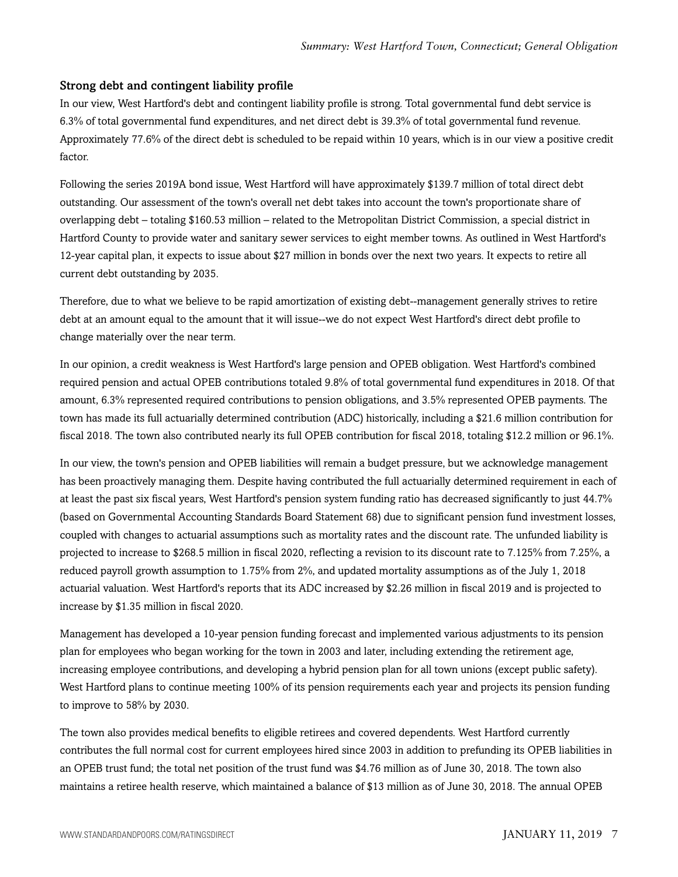### Strong debt and contingent liability profile

In our view, West Hartford's debt and contingent liability profile is strong. Total governmental fund debt service is 6.3% of total governmental fund expenditures, and net direct debt is 39.3% of total governmental fund revenue. Approximately 77.6% of the direct debt is scheduled to be repaid within 10 years, which is in our view a positive credit factor.

Following the series 2019A bond issue, West Hartford will have approximately $139.7 million of total direct debt outstanding. Our assessment of the town's overall net debt takes into account the town's proportionate share of overlapping debt – totaling $160.53 million – related to the Metropolitan District Commission, a special district in Hartford County to provide water and sanitary sewer services to eight member towns. As outlined in West Hartford's 12-year capital plan, it expects to issue about $27 million in bonds over the next two years. It expects to retire all current debt outstanding by 2035.

Therefore, due to what we believe to be rapid amortization of existing debt--management generally strives to retire debt at an amount equal to the amount that it will issue--we do not expect West Hartford's direct debt profile to change materially over the near term.

In our opinion, a credit weakness is West Hartford's large pension and OPEB obligation. West Hartford's combined required pension and actual OPEB contributions totaled 9.8% of total governmental fund expenditures in 2018. Of that amount, 6.3% represented required contributions to pension obligations, and 3.5% represented OPEB payments. The town has made its full actuarially determined contribution (ADC) historically, including a $21.6 million contribution for fiscal 2018. The town also contributed nearly its full OPEB contribution for fiscal 2018, totaling $12.2 million or 96.1%.

In our view, the town's pension and OPEB liabilities will remain a budget pressure, but we acknowledge management has been proactively managing them. Despite having contributed the full actuarially determined requirement in each of at least the past six fiscal years, West Hartford's pension system funding ratio has decreased significantly to just 44.7% (based on Governmental Accounting Standards Board Statement 68) due to significant pension fund investment losses, coupled with changes to actuarial assumptions such as mortality rates and the discount rate. The unfunded liability is projected to increase to $268.5 million in fiscal 2020, reflecting a revision to its discount rate to 7.125% from 7.25%, a reduced payroll growth assumption to 1.75% from 2%, and updated mortality assumptions as of the July 1, 2018 actuarial valuation. West Hartford's reports that its ADC increased by $2.26 million in fiscal 2019 and is projected to increase by $1.35 million in fiscal 2020.

Management has developed a 10-year pension funding forecast and implemented various adjustments to its pension plan for employees who began working for the town in 2003 and later, including extending the retirement age, increasing employee contributions, and developing a hybrid pension plan for all town unions (except public safety). West Hartford plans to continue meeting 100% of its pension requirements each year and projects its pension funding to improve to 58% by 2030.

The town also provides medical benefits to eligible retirees and covered dependents. West Hartford currently contributes the full normal cost for current employees hired since 2003 in addition to prefunding its OPEB liabilities in an OPEB trust fund; the total net position of the trust fund was $4.76 million as of June 30, 2018. The town also maintains a retiree health reserve, which maintained a balance of $13 million as of June 30, 2018. The annual OPEB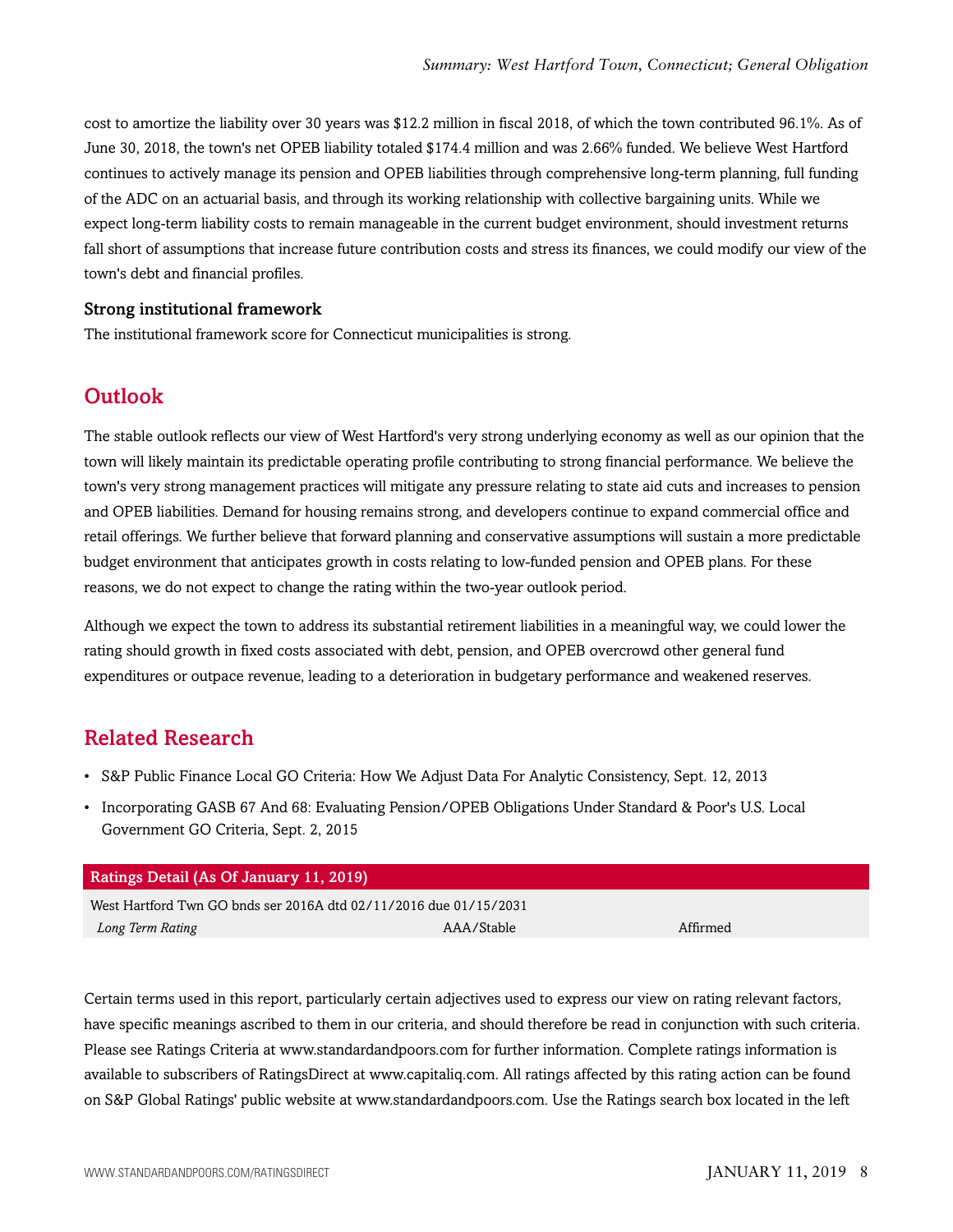cost to amortize the liability over 30 years was $12.2 million in fiscal 2018, of which the town contributed 96.1%. As of June 30, 2018, the town's net OPEB liability totaled $174.4 million and was 2.66% funded. We believe West Hartford continues to actively manage its pension and OPEB liabilities through comprehensive long-term planning, full funding of the ADC on an actuarial basis, and through its working relationship with collective bargaining units. While we expect long-term liability costs to remain manageable in the current budget environment, should investment returns fall short of assumptions that increase future contribution costs and stress its finances, we could modify our view of the town's debt and financial profiles.

### Strong institutional framework

The institutional framework score for Connecticut municipalities is strong.

## Outlook

The stable outlook reflects our view of West Hartford's very strong underlying economy as well as our opinion that the town will likely maintain its predictable operating profile contributing to strong financial performance. We believe the town's very strong management practices will mitigate any pressure relating to state aid cuts and increases to pension and OPEB liabilities. Demand for housing remains strong, and developers continue to expand commercial office and retail offerings. We further believe that forward planning and conservative assumptions will sustain a more predictable budget environment that anticipates growth in costs relating to low-funded pension and OPEB plans. For these reasons, we do not expect to change the rating within the two-year outlook period.

Although we expect the town to address its substantial retirement liabilities in a meaningful way, we could lower the rating should growth in fixed costs associated with debt, pension, and OPEB overcrowd other general fund expenditures or outpace revenue, leading to a deterioration in budgetary performance and weakened reserves.

## Related Research

- S&P Public Finance Local GO Criteria: How We Adjust Data For Analytic Consistency, Sept. 12, 2013
- Incorporating GASB 67 And 68: Evaluating Pension/OPEB Obligations Under Standard & Poor's U.S. Local Government GO Criteria, Sept. 2, 2015

| Ratings Detail (As Of January 11, 2019) | | |
|---|---|---|
| West Hartford Twn GO bnds ser 2016A dtd 02/11/2016 due 01/15/2031 | | |
| *Long Term Rating* | AAA/Stable | Affirmed |

Certain terms used in this report, particularly certain adjectives used to express our view on rating relevant factors, have specific meanings ascribed to them in our criteria, and should therefore be read in conjunction with such criteria. Please see Ratings Criteria at www.standardandpoors.com for further information. Complete ratings information is available to subscribers of RatingsDirect at www.capitaliq.com. All ratings affected by this rating action can be found on S&P Global Ratings' public website at www.standardandpoors.com. Use the Ratings search box located in the left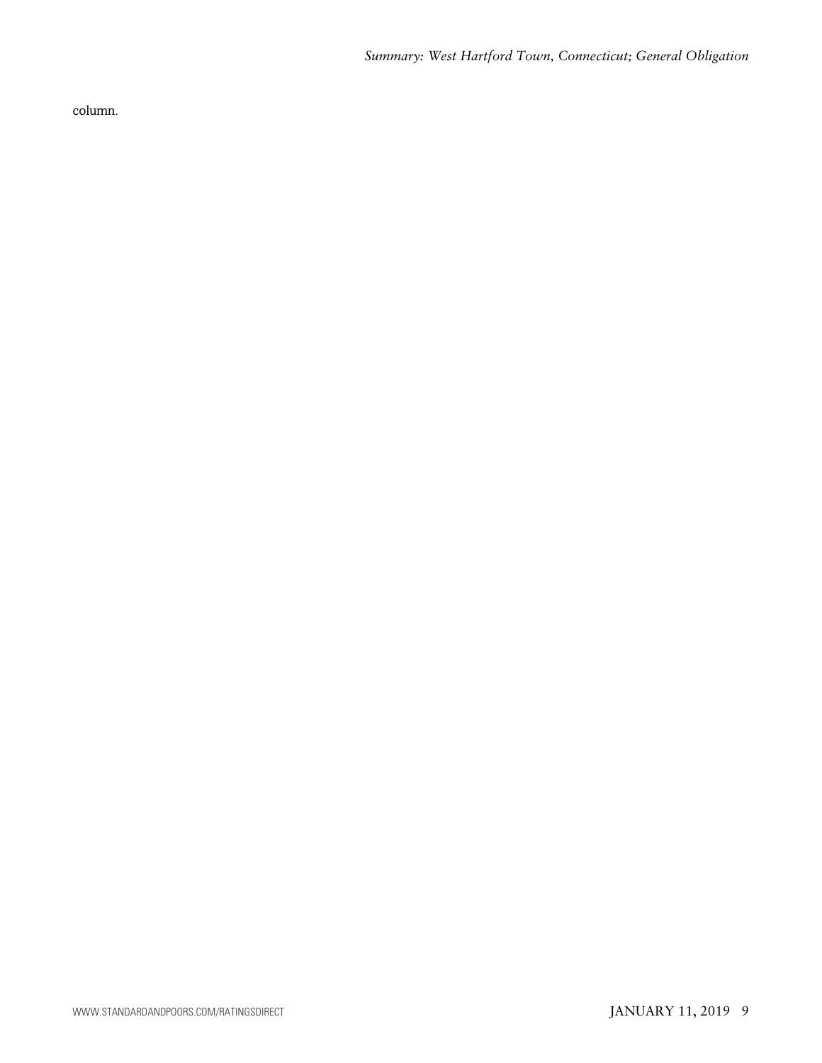column.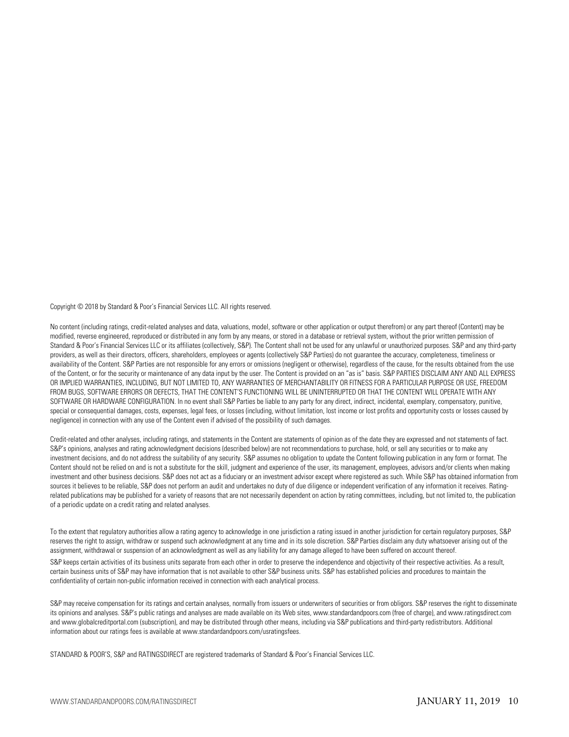Copyright © 2018 by Standard & Poor's Financial Services LLC. All rights reserved.

No content (including ratings, credit-related analyses and data, valuations, model, software or other application or output therefrom) or any part thereof (Content) may be modified, reverse engineered, reproduced or distributed in any form by any means, or stored in a database or retrieval system, without the prior written permission of Standard & Poor's Financial Services LLC or its affiliates (collectively, S&P). The Content shall not be used for any unlawful or unauthorized purposes. S&P and any third-party providers, as well as their directors, officers, shareholders, employees or agents (collectively S&P Parties) do not guarantee the accuracy, completeness, timeliness or availability of the Content. S&P Parties are not responsible for any errors or omissions (negligent or otherwise), regardless of the cause, for the results obtained from the use of the Content, or for the security or maintenance of any data input by the user. The Content is provided on an "as is" basis. S&P PARTIES DISCLAIM ANY AND ALL EXPRESS OR IMPLIED WARRANTIES, INCLUDING, BUT NOT LIMITED TO, ANY WARRANTIES OF MERCHANTABILITY OR FITNESS FOR A PARTICULAR PURPOSE OR USE, FREEDOM FROM BUGS, SOFTWARE ERRORS OR DEFECTS, THAT THE CONTENT'S FUNCTIONING WILL BE UNINTERRUPTED OR THAT THE CONTENT WILL OPERATE WITH ANY SOFTWARE OR HARDWARE CONFIGURATION. In no event shall S&P Parties be liable to any party for any direct, indirect, incidental, exemplary, compensatory, punitive, special or consequential damages, costs, expenses, legal fees, or losses (including, without limitation, lost income or lost profits and opportunity costs or losses caused by negligence) in connection with any use of the Content even if advised of the possibility of such damages.

Credit-related and other analyses, including ratings, and statements in the Content are statements of opinion as of the date they are expressed and not statements of fact. S&P's opinions, analyses and rating acknowledgment decisions (described below) are not recommendations to purchase, hold, or sell any securities or to make any investment decisions, and do not address the suitability of any security. S&P assumes no obligation to update the Content following publication in any form or format. The Content should not be relied on and is not a substitute for the skill, judgment and experience of the user, its management, employees, advisors and/or clients when making investment and other business decisions. S&P does not act as a fiduciary or an investment advisor except where registered as such. While S&P has obtained information from sources it believes to be reliable, S&P does not perform an audit and undertakes no duty of due diligence or independent verification of any information it receives. Rating-related publications may be published for a variety of reasons that are not necessarily dependent on action by rating committees, including, but not limited to, the publication of a periodic update on a credit rating and related analyses.

To the extent that regulatory authorities allow a rating agency to acknowledge in one jurisdiction a rating issued in another jurisdiction for certain regulatory purposes, S&P reserves the right to assign, withdraw or suspend such acknowledgment at any time and in its sole discretion. S&P Parties disclaim any duty whatsoever arising out of the assignment, withdrawal or suspension of an acknowledgment as well as any liability for any damage alleged to have been suffered on account thereof.

S&P keeps certain activities of its business units separate from each other in order to preserve the independence and objectivity of their respective activities. As a result, certain business units of S&P may have information that is not available to other S&P business units. S&P has established policies and procedures to maintain the confidentiality of certain non-public information received in connection with each analytical process.

S&P may receive compensation for its ratings and certain analyses, normally from issuers or underwriters of securities or from obligors. S&P reserves the right to disseminate its opinions and analyses. S&P's public ratings and analyses are made available on its Web sites, www.standardandpoors.com (free of charge), and www.ratingsdirect.com and www.globalcreditportal.com (subscription), and may be distributed through other means, including via S&P publications and third-party redistributors. Additional information about our ratings fees is available at www.standardandpoors.com/usratingsfees.

STANDARD & POOR'S, S&P and RATINGSDIRECT are registered trademarks of Standard & Poor's Financial Services LLC.